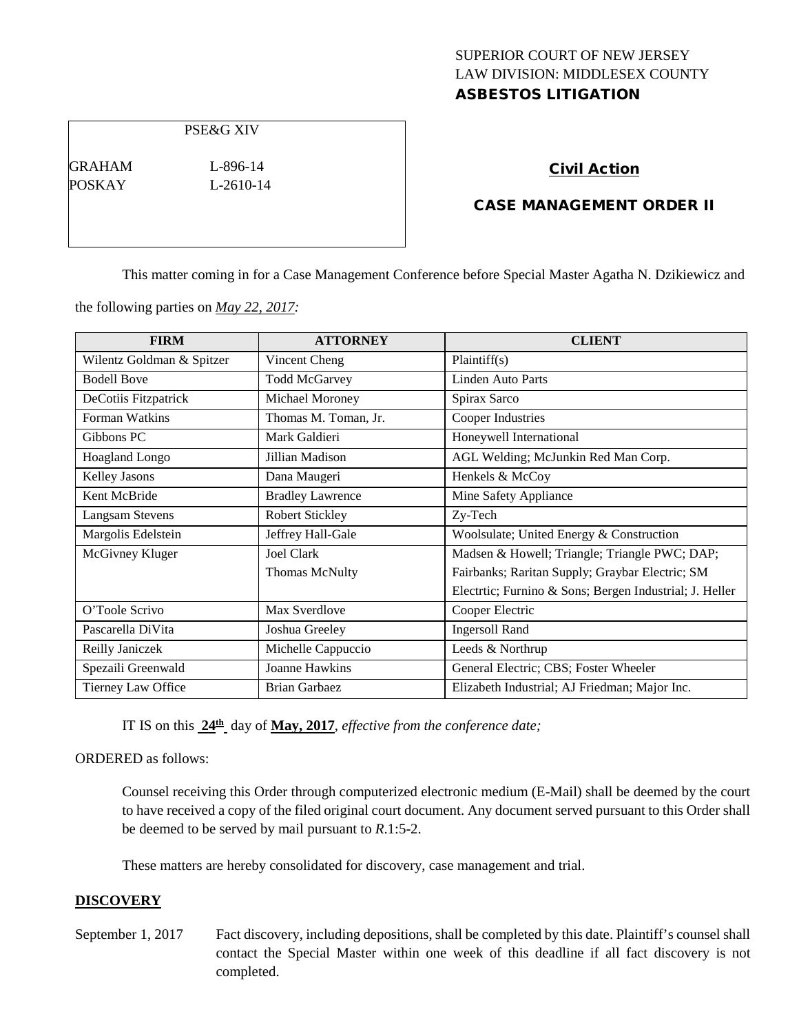SUPERIOR COURT OF NEW JERSEY
LAW DIVISION: MIDDLESEX COUNTY
**ASBESTOS LITIGATION**

| PSE&G XIV | |
|---|---|
| GRAHAM | L-896-14 |
| POSKAY | L-2610-14 |

**Civil Action**

**CASE MANAGEMENT ORDER II**

This matter coming in for a Case Management Conference before Special Master Agatha N. Dzikiewicz and the following parties on *May 22, 2017:*

| FIRM | ATTORNEY | CLIENT |
|---|---|---|
| Wilentz Goldman & Spitzer | Vincent Cheng | Plaintiff(s) |
| Bodell Bove | Todd McGarvey | Linden Auto Parts |
| DeCotiis Fitzpatrick | Michael Moroney | Spirax Sarco |
| Forman Watkins | Thomas M. Toman, Jr. | Cooper Industries |
| Gibbons PC | Mark Galdieri | Honeywell International |
| Hoagland Longo | Jillian Madison | AGL Welding; McJunkin Red Man Corp. |
| Kelley Jasons | Dana Maugeri | Henkels & McCoy |
| Kent McBride | Bradley Lawrence | Mine Safety Appliance |
| Langsam Stevens | Robert Stickley | Zy-Tech |
| Margolis Edelstein | Jeffrey Hall-Gale | Woolsulate; United Energy & Construction |
| McGivney Kluger | Joel Clark<br>Thomas McNulty | Madsen & Howell; Triangle; Triangle PWC; DAP; Fairbanks; Raritan Supply; Graybar Electric; SM Electrtic; Furnino & Sons; Bergen Industrial; J. Heller |
| O'Toole Scrivo | Max Sverdlove | Cooper Electric |
| Pascarella DiVita | Joshua Greeley | Ingersoll Rand |
| Reilly Janiczek | Michelle Cappuccio | Leeds & Northrup |
| Spezaili Greenwald | Joanne Hawkins | General Electric; CBS; Foster Wheeler |
| Tierney Law Office | Brian Garbaez | Elizabeth Industrial; AJ Friedman; Major Inc. |

IT IS on this **24th** day of **May, 2017**, *effective from the conference date;*

ORDERED as follows:

Counsel receiving this Order through computerized electronic medium (E-Mail) shall be deemed by the court to have received a copy of the filed original court document. Any document served pursuant to this Order shall be deemed to be served by mail pursuant to *R*.1:5-2.

These matters are hereby consolidated for discovery, case management and trial.

## DISCOVERY

September 1, 2017 — Fact discovery, including depositions, shall be completed by this date. Plaintiff's counsel shall contact the Special Master within one week of this deadline if all fact discovery is not completed.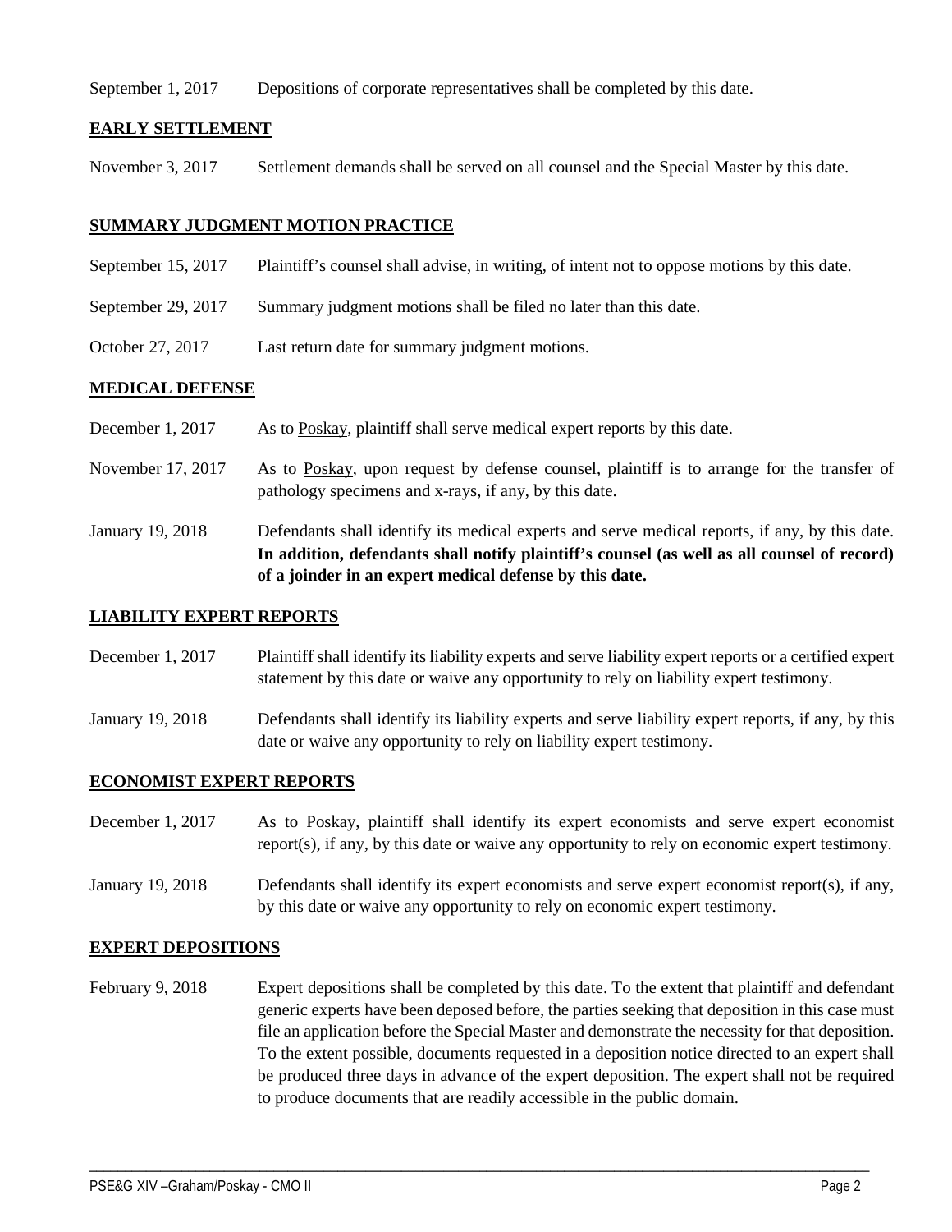September 1, 2017 Depositions of corporate representatives shall be completed by this date.

**EARLY SETTLEMENT**

November 3, 2017 Settlement demands shall be served on all counsel and the Special Master by this date.

**SUMMARY JUDGMENT MOTION PRACTICE**

September 15, 2017 Plaintiff's counsel shall advise, in writing, of intent not to oppose motions by this date.

September 29, 2017 Summary judgment motions shall be filed no later than this date.

October 27, 2017 Last return date for summary judgment motions.

**MEDICAL DEFENSE**

December 1, 2017 As to Poskay, plaintiff shall serve medical expert reports by this date.

November 17, 2017 As to Poskay, upon request by defense counsel, plaintiff is to arrange for the transfer of pathology specimens and x-rays, if any, by this date.

January 19, 2018 Defendants shall identify its medical experts and serve medical reports, if any, by this date. **In addition, defendants shall notify plaintiff's counsel (as well as all counsel of record) of a joinder in an expert medical defense by this date.**

**LIABILITY EXPERT REPORTS**

December 1, 2017 Plaintiff shall identify its liability experts and serve liability expert reports or a certified expert statement by this date or waive any opportunity to rely on liability expert testimony.

January 19, 2018 Defendants shall identify its liability experts and serve liability expert reports, if any, by this date or waive any opportunity to rely on liability expert testimony.

**ECONOMIST EXPERT REPORTS**

December 1, 2017 As to Poskay, plaintiff shall identify its expert economists and serve expert economist report(s), if any, by this date or waive any opportunity to rely on economic expert testimony.

January 19, 2018 Defendants shall identify its expert economists and serve expert economist report(s), if any, by this date or waive any opportunity to rely on economic expert testimony.

**EXPERT DEPOSITIONS**

February 9, 2018 Expert depositions shall be completed by this date. To the extent that plaintiff and defendant generic experts have been deposed before, the parties seeking that deposition in this case must file an application before the Special Master and demonstrate the necessity for that deposition. To the extent possible, documents requested in a deposition notice directed to an expert shall be produced three days in advance of the expert deposition. The expert shall not be required to produce documents that are readily accessible in the public domain.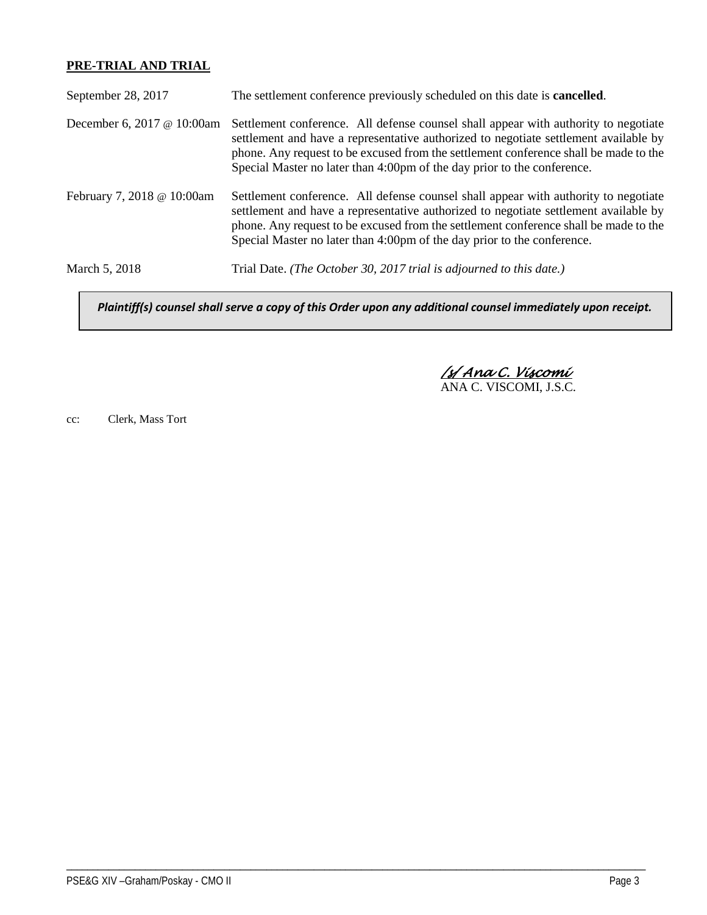**PRE-TRIAL AND TRIAL**

| | |
|---|---|
| September 28, 2017 | The settlement conference previously scheduled on this date is **cancelled**. |
| December 6, 2017 @ 10:00am | Settlement conference. All defense counsel shall appear with authority to negotiate settlement and have a representative authorized to negotiate settlement available by phone. Any request to be excused from the settlement conference shall be made to the Special Master no later than 4:00pm of the day prior to the conference. |
| February 7, 2018 @ 10:00am | Settlement conference. All defense counsel shall appear with authority to negotiate settlement and have a representative authorized to negotiate settlement available by phone. Any request to be excused from the settlement conference shall be made to the Special Master no later than 4:00pm of the day prior to the conference. |
| March 5, 2018 | Trial Date. *(The October 30, 2017 trial is adjourned to this date.)* |

***Plaintiff(s) counsel shall serve a copy of this Order upon any additional counsel immediately upon receipt.***

*/s/ Ana C. Viscomi*
ANA C. VISCOMI, J.S.C.

cc: Clerk, Mass Tort